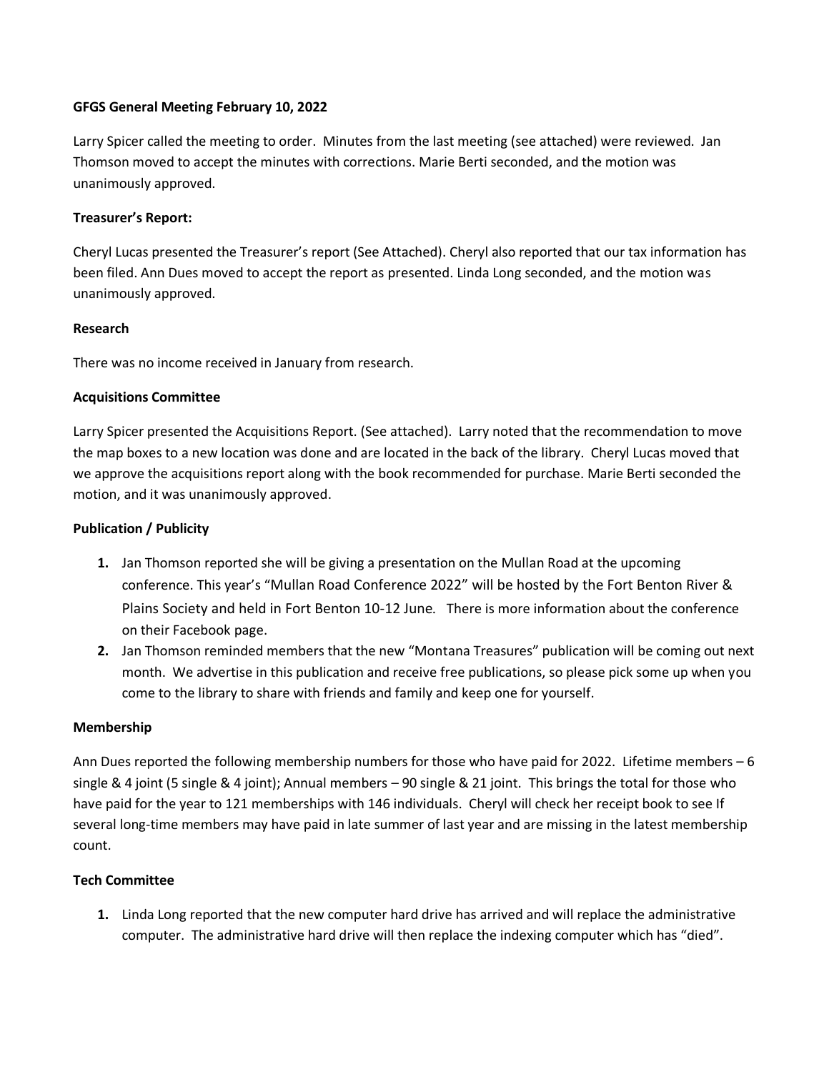**GFGS General Meeting February 10, 2022**

Larry Spicer called the meeting to order. Minutes from the last meeting (see attached) were reviewed. Jan Thomson moved to accept the minutes with corrections. Marie Berti seconded, and the motion was unanimously approved.

**Treasurer's Report:**

Cheryl Lucas presented the Treasurer's report (See Attached). Cheryl also reported that our tax information has been filed. Ann Dues moved to accept the report as presented. Linda Long seconded, and the motion was unanimously approved.

**Research**

There was no income received in January from research.

**Acquisitions Committee**

Larry Spicer presented the Acquisitions Report. (See attached). Larry noted that the recommendation to move the map boxes to a new location was done and are located in the back of the library. Cheryl Lucas moved that we approve the acquisitions report along with the book recommended for purchase. Marie Berti seconded the motion, and it was unanimously approved.

**Publication / Publicity**

1. Jan Thomson reported she will be giving a presentation on the Mullan Road at the upcoming conference. This year's "Mullan Road Conference 2022" will be hosted by the Fort Benton River & Plains Society and held in Fort Benton 10-12 June. There is more information about the conference on their Facebook page.
2. Jan Thomson reminded members that the new "Montana Treasures" publication will be coming out next month. We advertise in this publication and receive free publications, so please pick some up when you come to the library to share with friends and family and keep one for yourself.

**Membership**

Ann Dues reported the following membership numbers for those who have paid for 2022. Lifetime members – 6 single & 4 joint (5 single & 4 joint); Annual members – 90 single & 21 joint. This brings the total for those who have paid for the year to 121 memberships with 146 individuals. Cheryl will check her receipt book to see If several long-time members may have paid in late summer of last year and are missing in the latest membership count.

**Tech Committee**

1. Linda Long reported that the new computer hard drive has arrived and will replace the administrative computer. The administrative hard drive will then replace the indexing computer which has "died".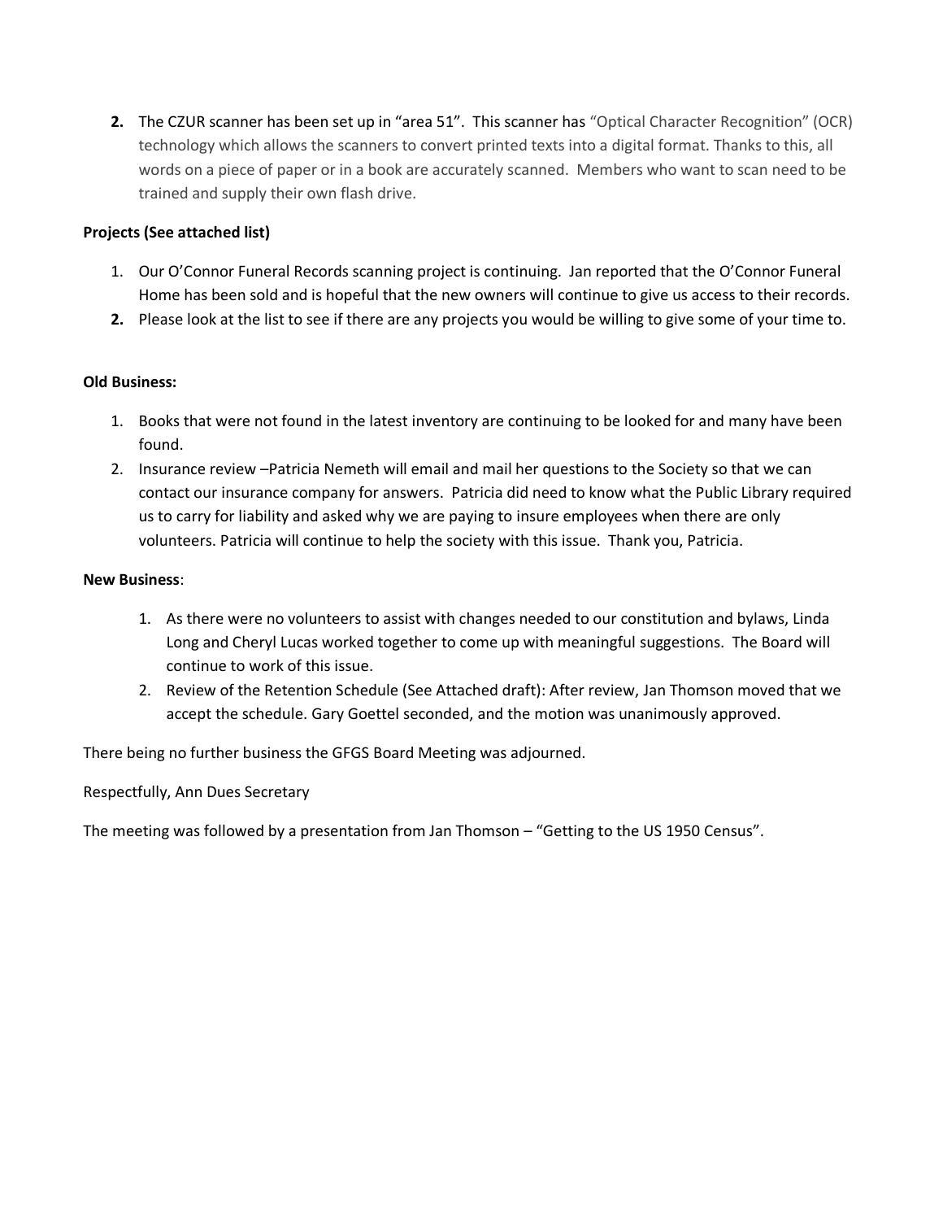2. The CZUR scanner has been set up in "area 51". This scanner has "Optical Character Recognition" (OCR) technology which allows the scanners to convert printed texts into a digital format. Thanks to this, all words on a piece of paper or in a book are accurately scanned. Members who want to scan need to be trained and supply their own flash drive.

**Projects (See attached list)**

1. Our O'Connor Funeral Records scanning project is continuing. Jan reported that the O'Connor Funeral Home has been sold and is hopeful that the new owners will continue to give us access to their records.
2. Please look at the list to see if there are any projects you would be willing to give some of your time to.

**Old Business:**

1. Books that were not found in the latest inventory are continuing to be looked for and many have been found.
2. Insurance review –Patricia Nemeth will email and mail her questions to the Society so that we can contact our insurance company for answers. Patricia did need to know what the Public Library required us to carry for liability and asked why we are paying to insure employees when there are only volunteers. Patricia will continue to help the society with this issue. Thank you, Patricia.

**New Business**:

1. As there were no volunteers to assist with changes needed to our constitution and bylaws, Linda Long and Cheryl Lucas worked together to come up with meaningful suggestions. The Board will continue to work of this issue.
2. Review of the Retention Schedule (See Attached draft): After review, Jan Thomson moved that we accept the schedule. Gary Goettel seconded, and the motion was unanimously approved.

There being no further business the GFGS Board Meeting was adjourned.

Respectfully, Ann Dues Secretary

The meeting was followed by a presentation from Jan Thomson – "Getting to the US 1950 Census".